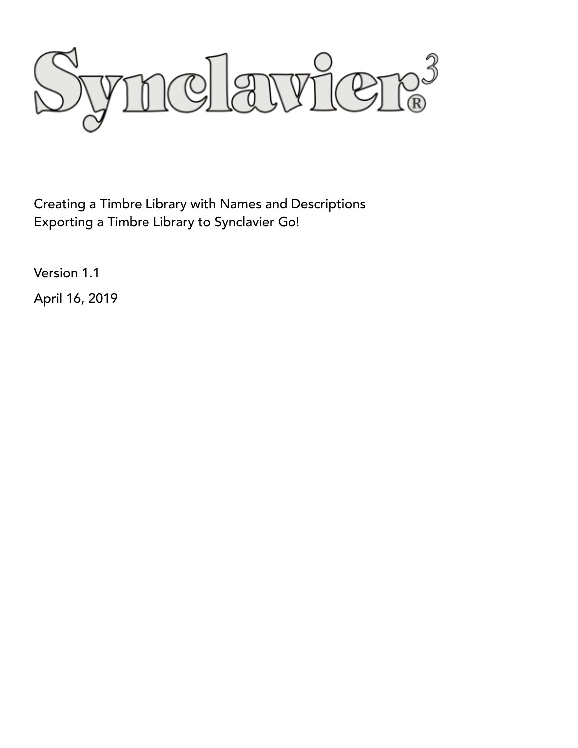# Synclavier® 3

Creating a Timbre Library with Names and Descriptions
Exporting a Timbre Library to Synclavier Go!

Version 1.1

April 16, 2019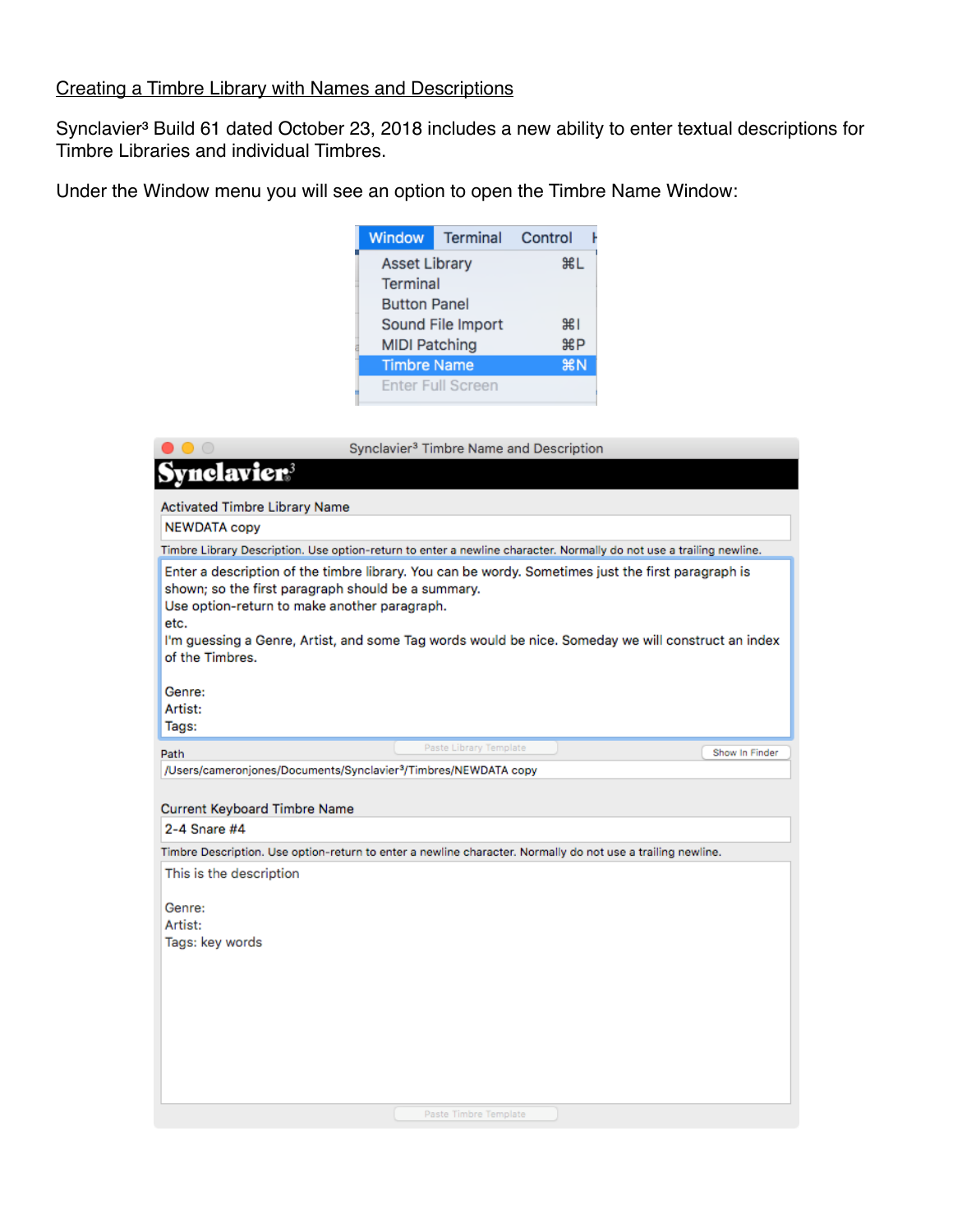Creating a Timbre Library with Names and Descriptions

Synclavier³ Build 61 dated October 23, 2018 includes a new ability to enter textual descriptions for Timbre Libraries and individual Timbres.

Under the Window menu you will see an option to open the Timbre Name Window:

Window | Terminal | Control

Asset Library ⌘L
Terminal
Button Panel
Sound File Import ⌘I
MIDI Patching ⌘P
Timbre Name ⌘N
Enter Full Screen

Synclavier³ Timbre Name and Description

Activated Timbre Library Name

NEWDATA copy

Timbre Library Description. Use option-return to enter a newline character. Normally do not use a trailing newline.

Enter a description of the timbre library. You can be wordy. Sometimes just the first paragraph is shown; so the first paragraph should be a summary.
Use option-return to make another paragraph.
etc.
I'm guessing a Genre, Artist, and some Tag words would be nice. Someday we will construct an index of the Timbres.

Genre:
Artist:
Tags:

Paste Library Template

Path | Show In Finder

/Users/cameronjones/Documents/Synclavier³/Timbres/NEWDATA copy

Current Keyboard Timbre Name

2-4 Snare #4

Timbre Description. Use option-return to enter a newline character. Normally do not use a trailing newline.

This is the description

Genre:
Artist:
Tags: key words

Paste Timbre Template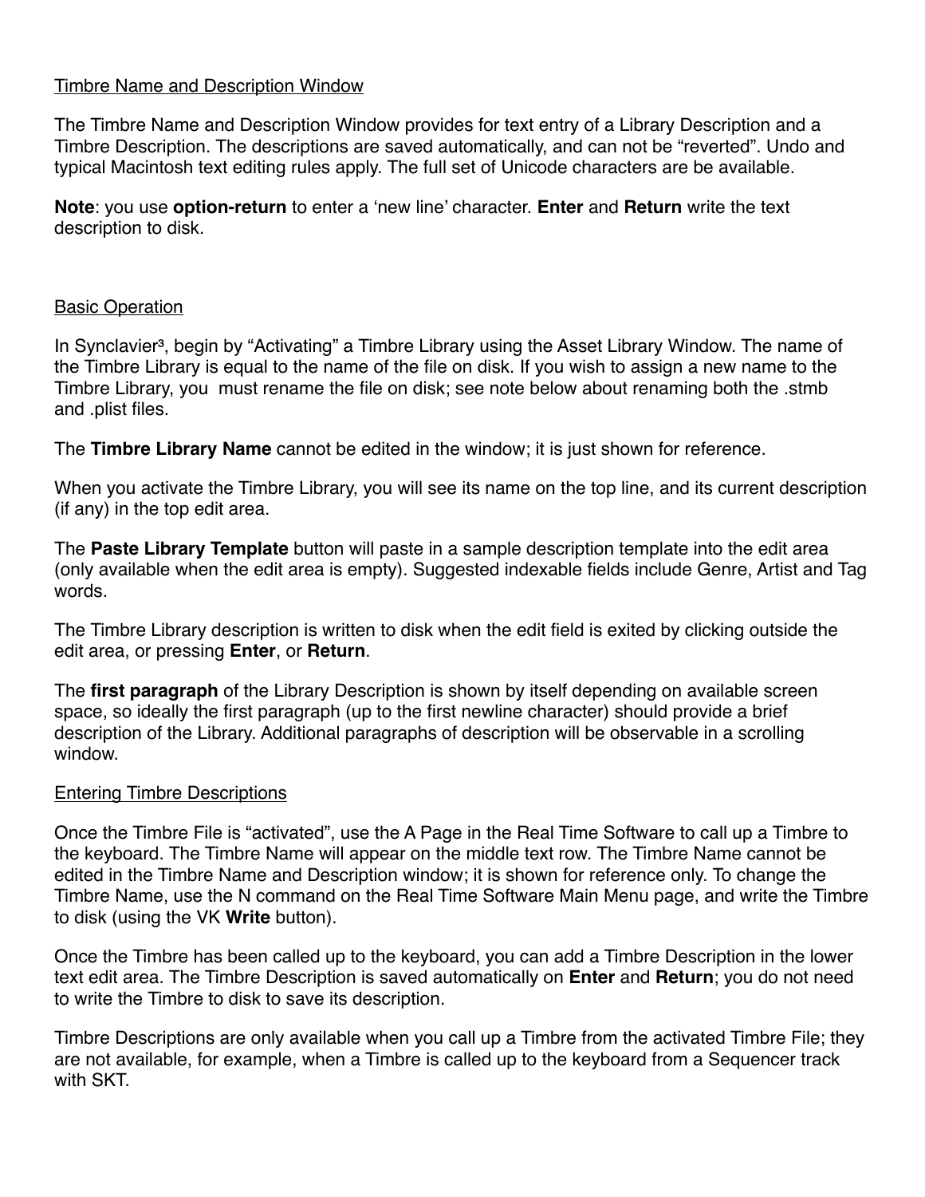## Timbre Name and Description Window

The Timbre Name and Description Window provides for text entry of a Library Description and a Timbre Description. The descriptions are saved automatically, and can not be "reverted". Undo and typical Macintosh text editing rules apply. The full set of Unicode characters are be available.

**Note**: you use **option-return** to enter a 'new line' character. **Enter** and **Return** write the text description to disk.

## Basic Operation

In Synclavier³, begin by "Activating" a Timbre Library using the Asset Library Window. The name of the Timbre Library is equal to the name of the file on disk. If you wish to assign a new name to the Timbre Library, you  must rename the file on disk; see note below about renaming both the .stmb and .plist files.

The **Timbre Library Name** cannot be edited in the window; it is just shown for reference.

When you activate the Timbre Library, you will see its name on the top line, and its current description (if any) in the top edit area.

The **Paste Library Template** button will paste in a sample description template into the edit area (only available when the edit area is empty). Suggested indexable fields include Genre, Artist and Tag words.

The Timbre Library description is written to disk when the edit field is exited by clicking outside the edit area, or pressing **Enter**, or **Return**.

The **first paragraph** of the Library Description is shown by itself depending on available screen space, so ideally the first paragraph (up to the first newline character) should provide a brief description of the Library. Additional paragraphs of description will be observable in a scrolling window.

## Entering Timbre Descriptions

Once the Timbre File is "activated", use the A Page in the Real Time Software to call up a Timbre to the keyboard. The Timbre Name will appear on the middle text row. The Timbre Name cannot be edited in the Timbre Name and Description window; it is shown for reference only. To change the Timbre Name, use the N command on the Real Time Software Main Menu page, and write the Timbre to disk (using the VK **Write** button).

Once the Timbre has been called up to the keyboard, you can add a Timbre Description in the lower text edit area. The Timbre Description is saved automatically on **Enter** and **Return**; you do not need to write the Timbre to disk to save its description.

Timbre Descriptions are only available when you call up a Timbre from the activated Timbre File; they are not available, for example, when a Timbre is called up to the keyboard from a Sequencer track with SKT.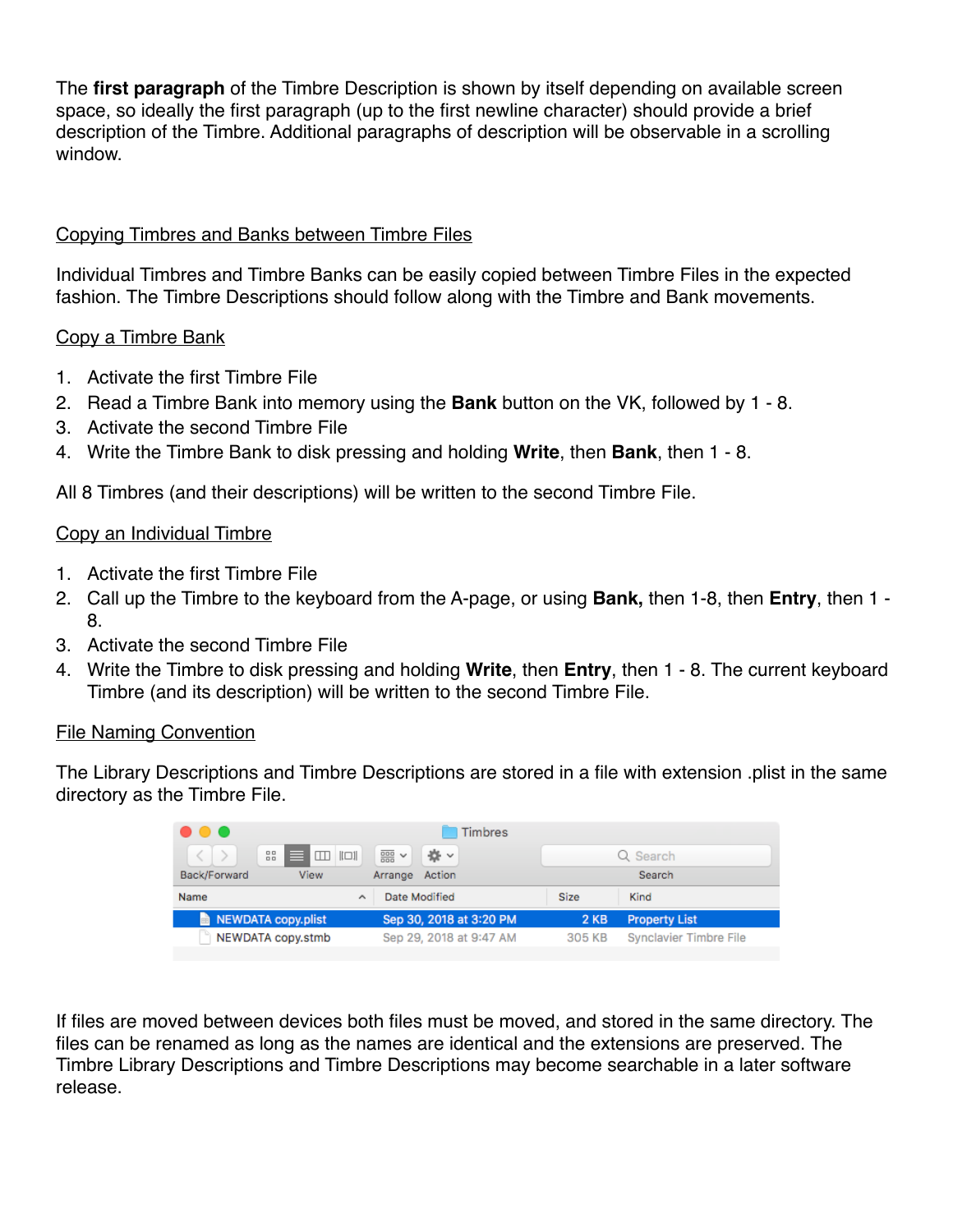The **first paragraph** of the Timbre Description is shown by itself depending on available screen space, so ideally the first paragraph (up to the first newline character) should provide a brief description of the Timbre. Additional paragraphs of description will be observable in a scrolling window.

## Copying Timbres and Banks between Timbre Files

Individual Timbres and Timbre Banks can be easily copied between Timbre Files in the expected fashion. The Timbre Descriptions should follow along with the Timbre and Bank movements.

### Copy a Timbre Bank

1. Activate the first Timbre File
2. Read a Timbre Bank into memory using the **Bank** button on the VK, followed by 1 - 8.
3. Activate the second Timbre File
4. Write the Timbre Bank to disk pressing and holding **Write**, then **Bank**, then 1 - 8.

All 8 Timbres (and their descriptions) will be written to the second Timbre File.

### Copy an Individual Timbre

1. Activate the first Timbre File
2. Call up the Timbre to the keyboard from the A-page, or using **Bank,** then 1-8, then **Entry**, then 1 - 8.
3. Activate the second Timbre File
4. Write the Timbre to disk pressing and holding **Write**, then **Entry**, then 1 - 8. The current keyboard Timbre (and its description) will be written to the second Timbre File.

## File Naming Convention

The Library Descriptions and Timbre Descriptions are stored in a file with extension .plist in the same directory as the Timbre File.

| Name | Date Modified | Size | Kind |
|---|---|---|---|
| NEWDATA copy.plist | Sep 30, 2018 at 3:20 PM | 2 KB | Property List |
| NEWDATA copy.stmb | Sep 29, 2018 at 9:47 AM | 305 KB | Synclavier Timbre File |

If files are moved between devices both files must be moved, and stored in the same directory. The files can be renamed as long as the names are identical and the extensions are preserved. The Timbre Library Descriptions and Timbre Descriptions may become searchable in a later software release.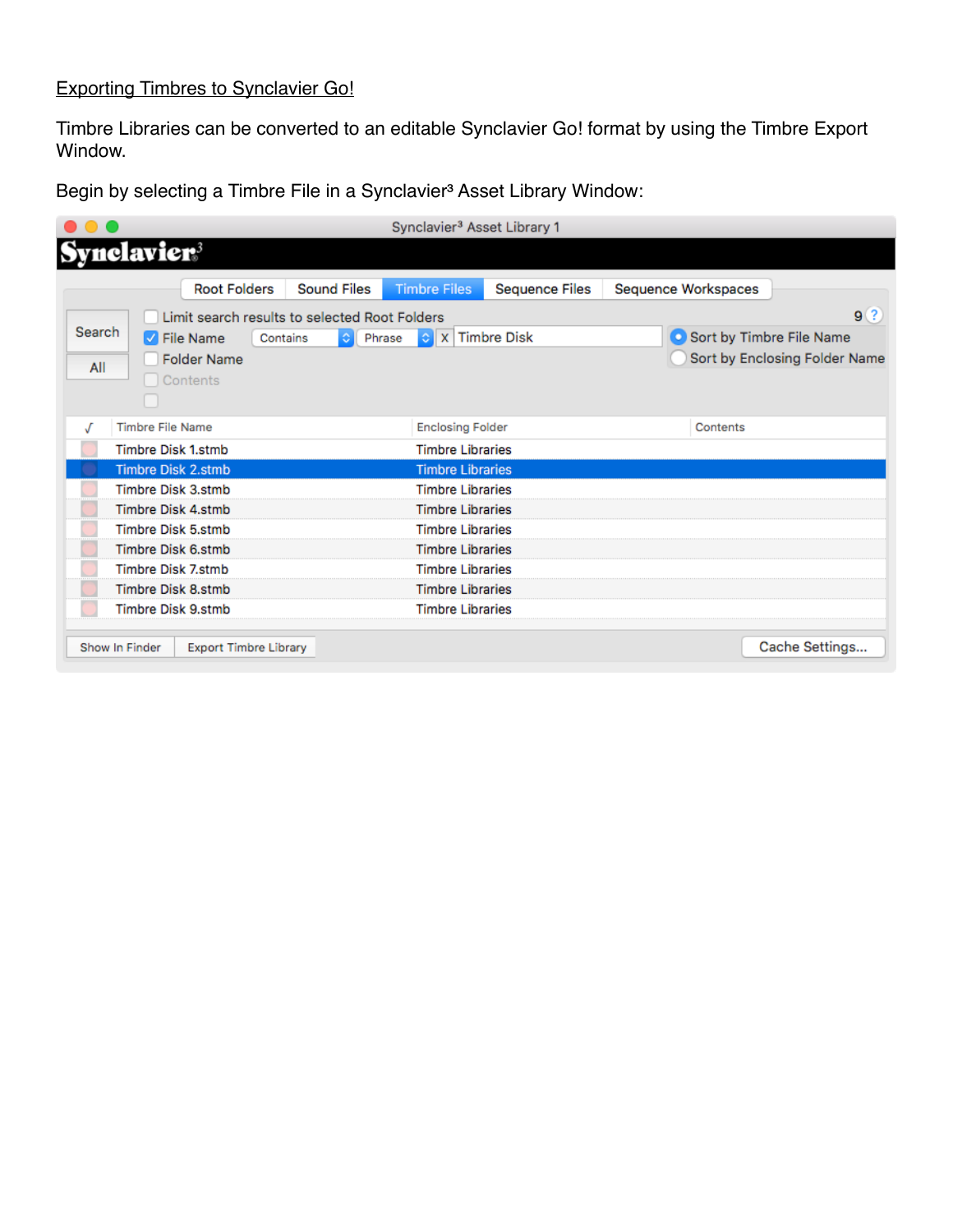Exporting Timbres to Synclavier Go!

Timbre Libraries can be converted to an editable Synclavier Go! format by using the Timbre Export Window.

Begin by selecting a Timbre File in a Synclavier³ Asset Library Window: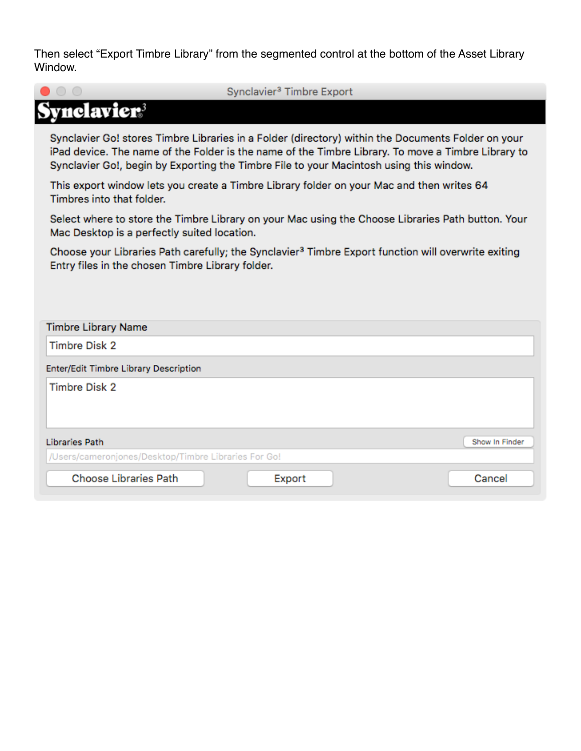Then select “Export Timbre Library” from the segmented control at the bottom of the Asset Library Window.

Synclavier³ Timbre Export

**Synclavier³**

Synclavier Go! stores Timbre Libraries in a Folder (directory) within the Documents Folder on your iPad device. The name of the Folder is the name of the Timbre Library. To move a Timbre Library to Synclavier Go!, begin by Exporting the Timbre File to your Macintosh using this window.

This export window lets you create a Timbre Library folder on your Mac and then writes 64 Timbres into that folder.

Select where to store the Timbre Library on your Mac using the Choose Libraries Path button. Your Mac Desktop is a perfectly suited location.

Choose your Libraries Path carefully; the Synclavier³ Timbre Export function will overwrite exiting Entry files in the chosen Timbre Library folder.

Timbre Library Name

Timbre Disk 2

Enter/Edit Timbre Library Description

Timbre Disk 2

Libraries Path

Show In Finder

/Users/cameronjones/Desktop/Timbre Libraries For Go!

Choose Libraries Path

Export

Cancel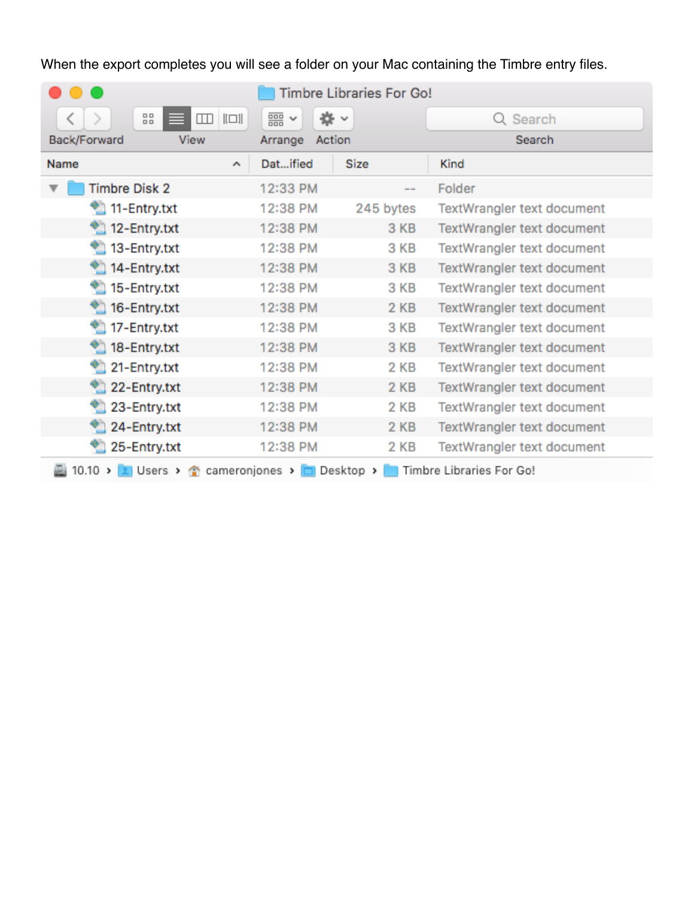When the export completes you will see a folder on your Mac containing the Timbre entry files.

| Name | Dat...ified | Size | Kind |
|---|---|---|---|
| Timbre Disk 2 | 12:33 PM | -- | Folder |
| 11-Entry.txt | 12:38 PM | 245 bytes | TextWrangler text document |
| 12-Entry.txt | 12:38 PM | 3 KB | TextWrangler text document |
| 13-Entry.txt | 12:38 PM | 3 KB | TextWrangler text document |
| 14-Entry.txt | 12:38 PM | 3 KB | TextWrangler text document |
| 15-Entry.txt | 12:38 PM | 3 KB | TextWrangler text document |
| 16-Entry.txt | 12:38 PM | 2 KB | TextWrangler text document |
| 17-Entry.txt | 12:38 PM | 3 KB | TextWrangler text document |
| 18-Entry.txt | 12:38 PM | 3 KB | TextWrangler text document |
| 21-Entry.txt | 12:38 PM | 2 KB | TextWrangler text document |
| 22-Entry.txt | 12:38 PM | 2 KB | TextWrangler text document |
| 23-Entry.txt | 12:38 PM | 2 KB | TextWrangler text document |
| 24-Entry.txt | 12:38 PM | 2 KB | TextWrangler text document |
| 25-Entry.txt | 12:38 PM | 2 KB | TextWrangler text document |

10.10 › Users › cameronjones › Desktop › Timbre Libraries For Go!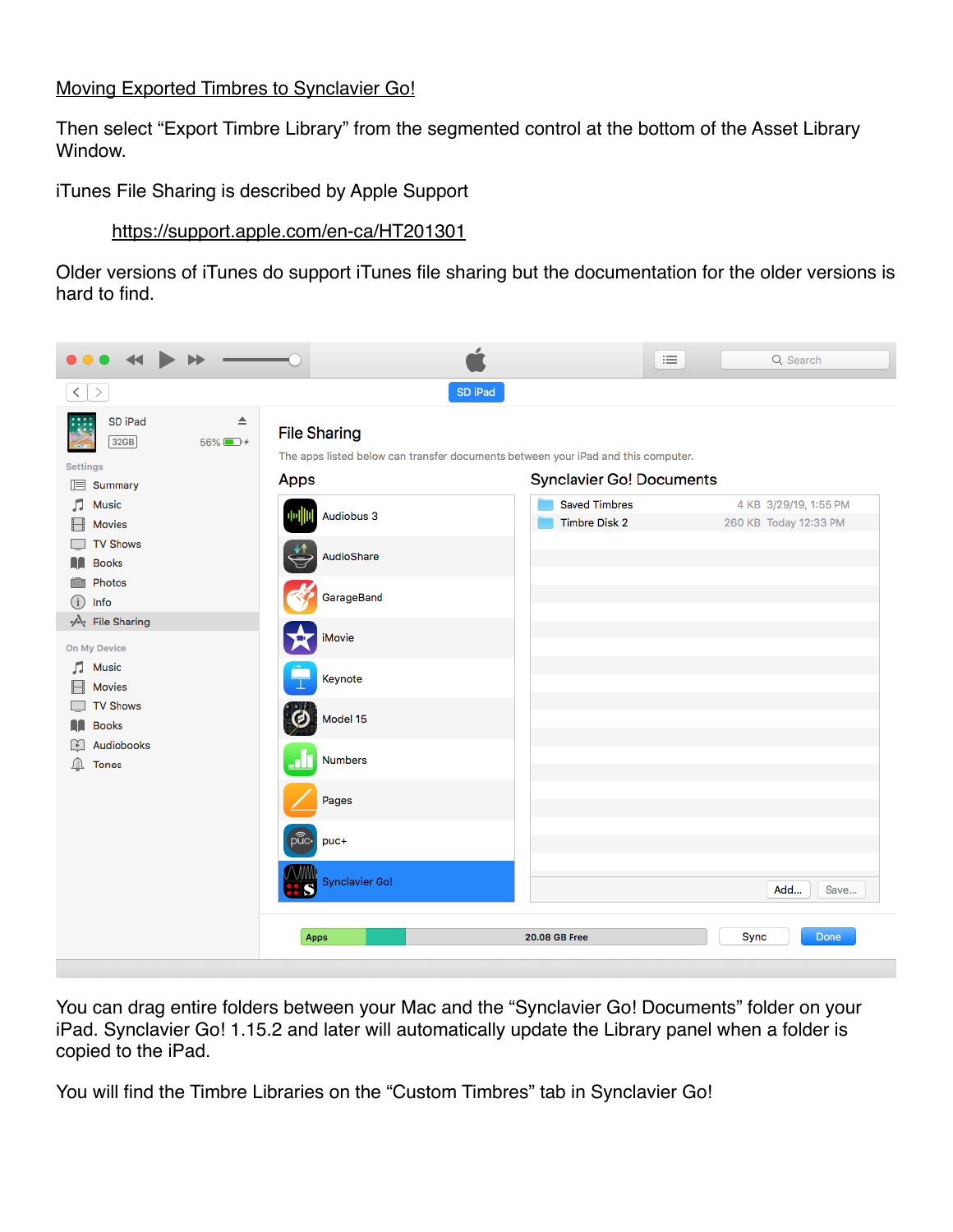## Moving Exported Timbres to Synclavier Go!

Then select “Export Timbre Library” from the segmented control at the bottom of the Asset Library Window.

iTunes File Sharing is described by Apple Support

https://support.apple.com/en-ca/HT201301

Older versions of iTunes do support iTunes file sharing but the documentation for the older versions is hard to find.

You can drag entire folders between your Mac and the “Synclavier Go! Documents” folder on your iPad. Synclavier Go! 1.15.2 and later will automatically update the Library panel when a folder is copied to the iPad.

You will find the Timbre Libraries on the “Custom Timbres” tab in Synclavier Go!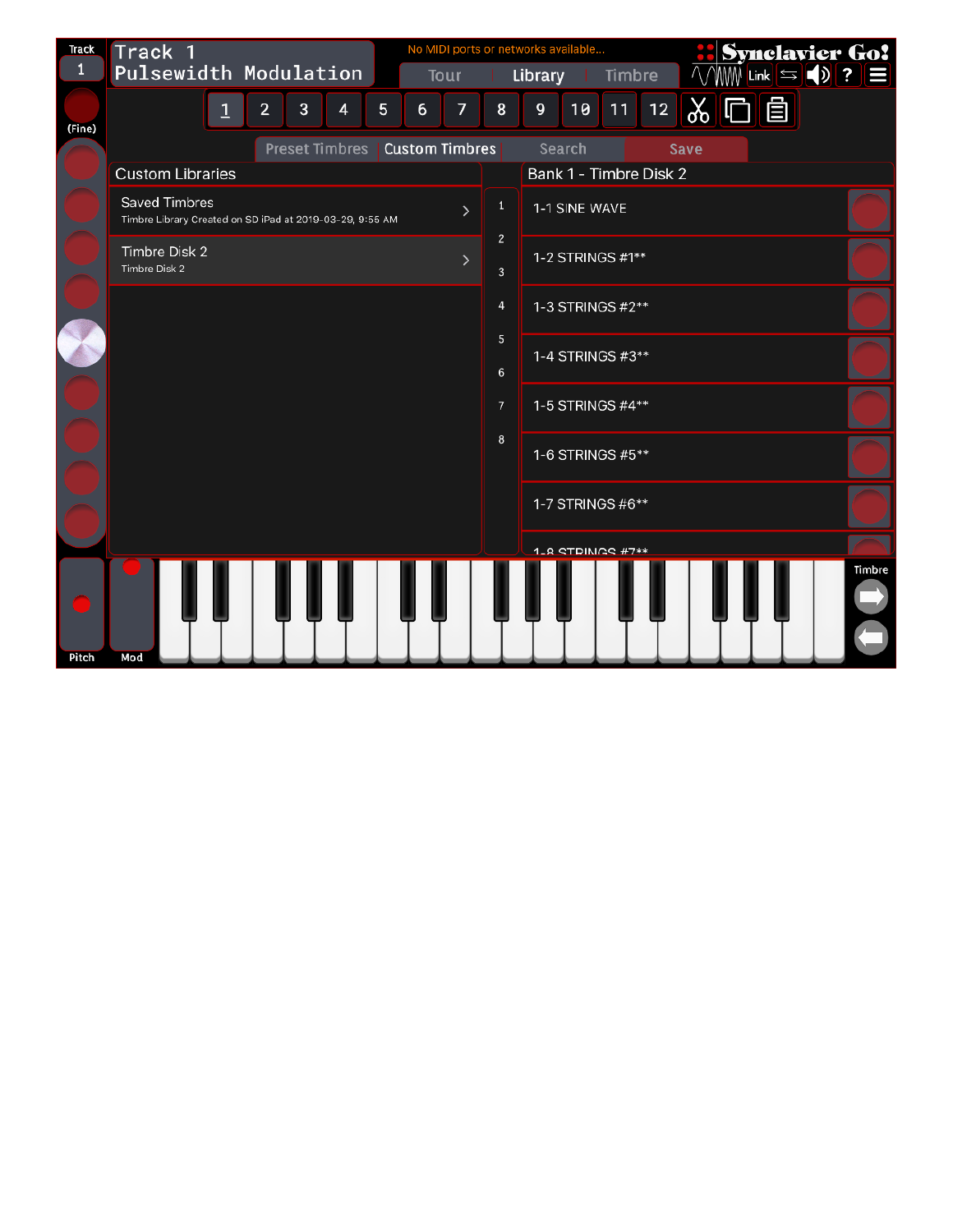Track
1

Track 1
Pulsewidth Modulation

No MIDI ports or networks available...

Synclavier Go!

Tour | Library | Timbre

Link

(Fine)

1 2 3 4 5 6 7 8 9 10 11 12

Preset Timbres | Custom Timbres | Search | Save

Custom Libraries

Saved Timbres
Timbre Library Created on SD iPad at 2019-03-29, 9:55 AM

Timbre Disk 2
Timbre Disk 2

1
2
3
4
5
6
7
8

Bank 1 - Timbre Disk 2

1-1 SINE WAVE
1-2 STRINGS #1**
1-3 STRINGS #2**
1-4 STRINGS #3**
1-5 STRINGS #4**
1-6 STRINGS #5**
1-7 STRINGS #6**
1-8 STRINGS #7**

Timbre

Pitch

Mod